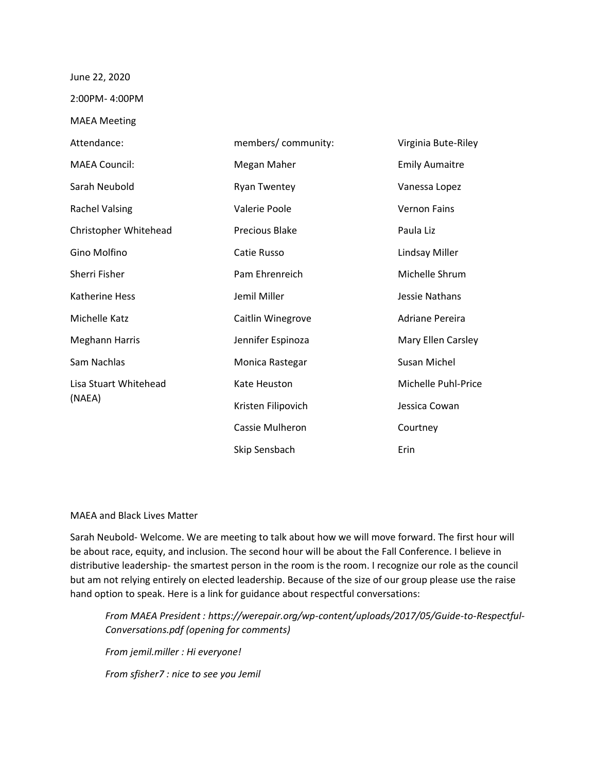June 22, 2020

2:00PM- 4:00PM

MAEA Meeting

| Attendance: | members/ community: | Virginia Bute-Riley |
|---|---|---|
| MAEA Council: | Megan Maher | Emily Aumaitre |
| Sarah Neubold | Ryan Twentey | Vanessa Lopez |
| Rachel Valsing | Valerie Poole | Vernon Fains |
| Christopher Whitehead | Precious Blake | Paula Liz |
| Gino Molfino | Catie Russo | Lindsay Miller |
| Sherri Fisher | Pam Ehrenreich | Michelle Shrum |
| Katherine Hess | Jemil Miller | Jessie Nathans |
| Michelle Katz | Caitlin Winegrove | Adriane Pereira |
| Meghann Harris | Jennifer Espinoza | Mary Ellen Carsley |
| Sam Nachlas | Monica Rastegar | Susan Michel |
| Lisa Stuart Whitehead (NAEA) | Kate Heuston | Michelle Puhl-Price |
| | Kristen Filipovich | Jessica Cowan |
| | Cassie Mulheron | Courtney |
| | Skip Sensbach | Erin |

MAEA and Black Lives Matter

Sarah Neubold- Welcome. We are meeting to talk about how we will move forward. The first hour will be about race, equity, and inclusion. The second hour will be about the Fall Conference. I believe in distributive leadership- the smartest person in the room is the room. I recognize our role as the council but am not relying entirely on elected leadership. Because of the size of our group please use the raise hand option to speak. Here is a link for guidance about respectful conversations:

> *From MAEA President : https://werepair.org/wp-content/uploads/2017/05/Guide-to-Respectful-Conversations.pdf (opening for comments)*
>
> *From jemil.miller : Hi everyone!*
>
> *From sfisher7 : nice to see you Jemil*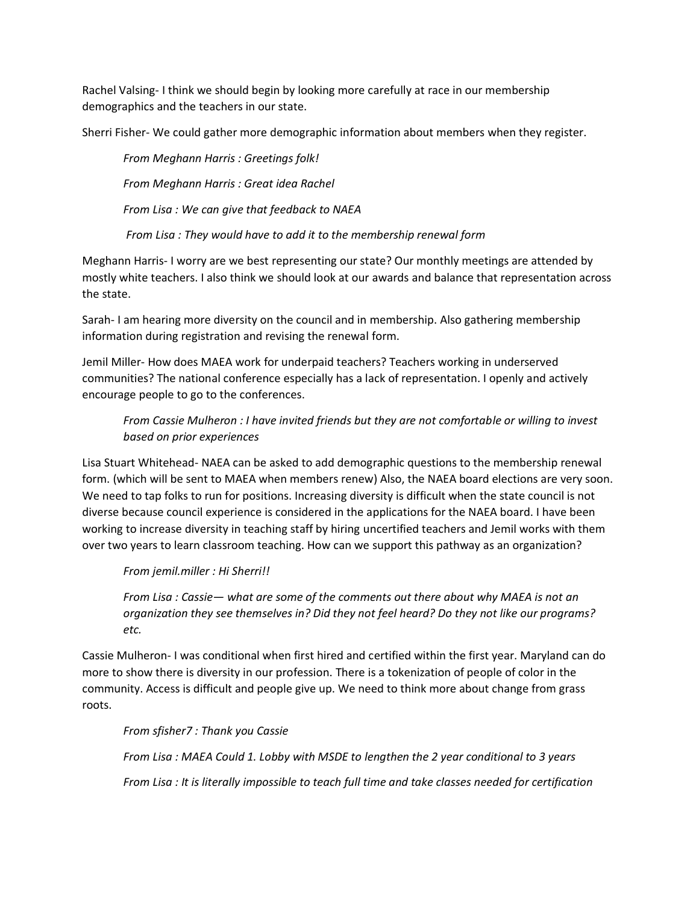Rachel Valsing- I think we should begin by looking more carefully at race in our membership demographics and the teachers in our state.

Sherri Fisher- We could gather more demographic information about members when they register.

> *From Meghann Harris : Greetings folk!*
>
> *From Meghann Harris : Great idea Rachel*
>
> *From Lisa : We can give that feedback to NAEA*
>
> *From Lisa : They would have to add it to the membership renewal form*

Meghann Harris- I worry are we best representing our state? Our monthly meetings are attended by mostly white teachers. I also think we should look at our awards and balance that representation across the state.

Sarah- I am hearing more diversity on the council and in membership. Also gathering membership information during registration and revising the renewal form.

Jemil Miller- How does MAEA work for underpaid teachers? Teachers working in underserved communities? The national conference especially has a lack of representation. I openly and actively encourage people to go to the conferences.

> *From Cassie Mulheron : I have invited friends but they are not comfortable or willing to invest based on prior experiences*

Lisa Stuart Whitehead- NAEA can be asked to add demographic questions to the membership renewal form. (which will be sent to MAEA when members renew) Also, the NAEA board elections are very soon. We need to tap folks to run for positions. Increasing diversity is difficult when the state council is not diverse because council experience is considered in the applications for the NAEA board. I have been working to increase diversity in teaching staff by hiring uncertified teachers and Jemil works with them over two years to learn classroom teaching. How can we support this pathway as an organization?

> *From jemil.miller : Hi Sherri!!*
>
> *From Lisa : Cassie— what are some of the comments out there about why MAEA is not an organization they see themselves in? Did they not feel heard? Do they not like our programs? etc.*

Cassie Mulheron- I was conditional when first hired and certified within the first year. Maryland can do more to show there is diversity in our profession. There is a tokenization of people of color in the community. Access is difficult and people give up. We need to think more about change from grass roots.

> *From sfisher7 : Thank you Cassie*
>
> *From Lisa : MAEA Could 1. Lobby with MSDE to lengthen the 2 year conditional to 3 years*
>
> *From Lisa : It is literally impossible to teach full time and take classes needed for certification*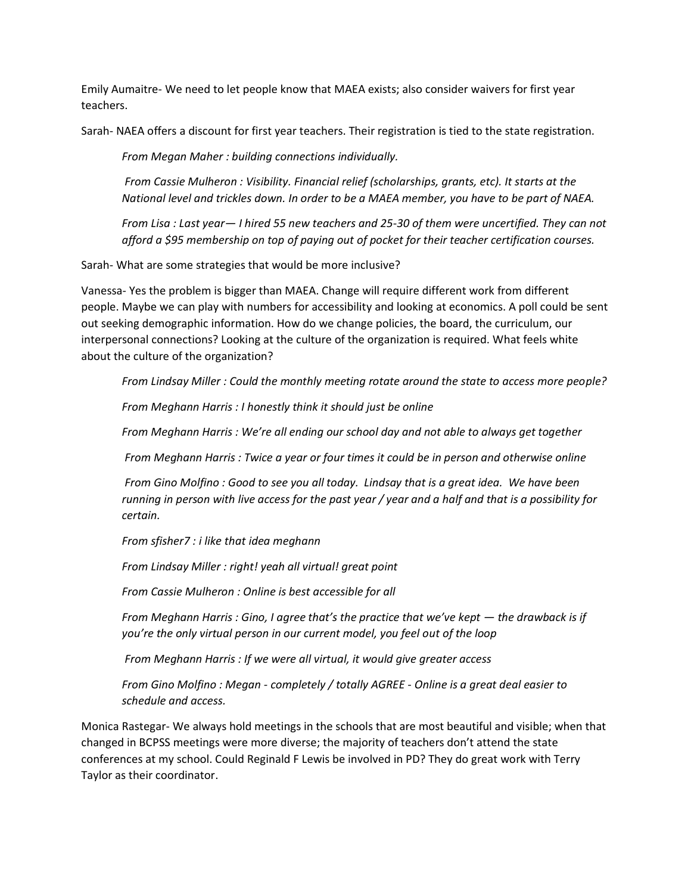Emily Aumaitre- We need to let people know that MAEA exists; also consider waivers for first year teachers.

Sarah- NAEA offers a discount for first year teachers. Their registration is tied to the state registration.

> *From Megan Maher : building connections individually.*
>
> *From Cassie Mulheron : Visibility. Financial relief (scholarships, grants, etc). It starts at the National level and trickles down. In order to be a MAEA member, you have to be part of NAEA.*
>
> *From Lisa : Last year— I hired 55 new teachers and 25-30 of them were uncertified. They can not afford a $95 membership on top of paying out of pocket for their teacher certification courses.*

Sarah- What are some strategies that would be more inclusive?

Vanessa- Yes the problem is bigger than MAEA. Change will require different work from different people. Maybe we can play with numbers for accessibility and looking at economics. A poll could be sent out seeking demographic information. How do we change policies, the board, the curriculum, our interpersonal connections? Looking at the culture of the organization is required. What feels white about the culture of the organization?

> *From Lindsay Miller : Could the monthly meeting rotate around the state to access more people?*
>
> *From Meghann Harris : I honestly think it should just be online*
>
> *From Meghann Harris : We're all ending our school day and not able to always get together*
>
> *From Meghann Harris : Twice a year or four times it could be in person and otherwise online*
>
> *From Gino Molfino : Good to see you all today. Lindsay that is a great idea. We have been running in person with live access for the past year / year and a half and that is a possibility for certain.*
>
> *From sfisher7 : i like that idea meghann*
>
> *From Lindsay Miller : right! yeah all virtual! great point*
>
> *From Cassie Mulheron : Online is best accessible for all*
>
> *From Meghann Harris : Gino, I agree that's the practice that we've kept — the drawback is if you're the only virtual person in our current model, you feel out of the loop*
>
> *From Meghann Harris : If we were all virtual, it would give greater access*
>
> *From Gino Molfino : Megan - completely / totally AGREE - Online is a great deal easier to schedule and access.*

Monica Rastegar- We always hold meetings in the schools that are most beautiful and visible; when that changed in BCPSS meetings were more diverse; the majority of teachers don't attend the state conferences at my school. Could Reginald F Lewis be involved in PD? They do great work with Terry Taylor as their coordinator.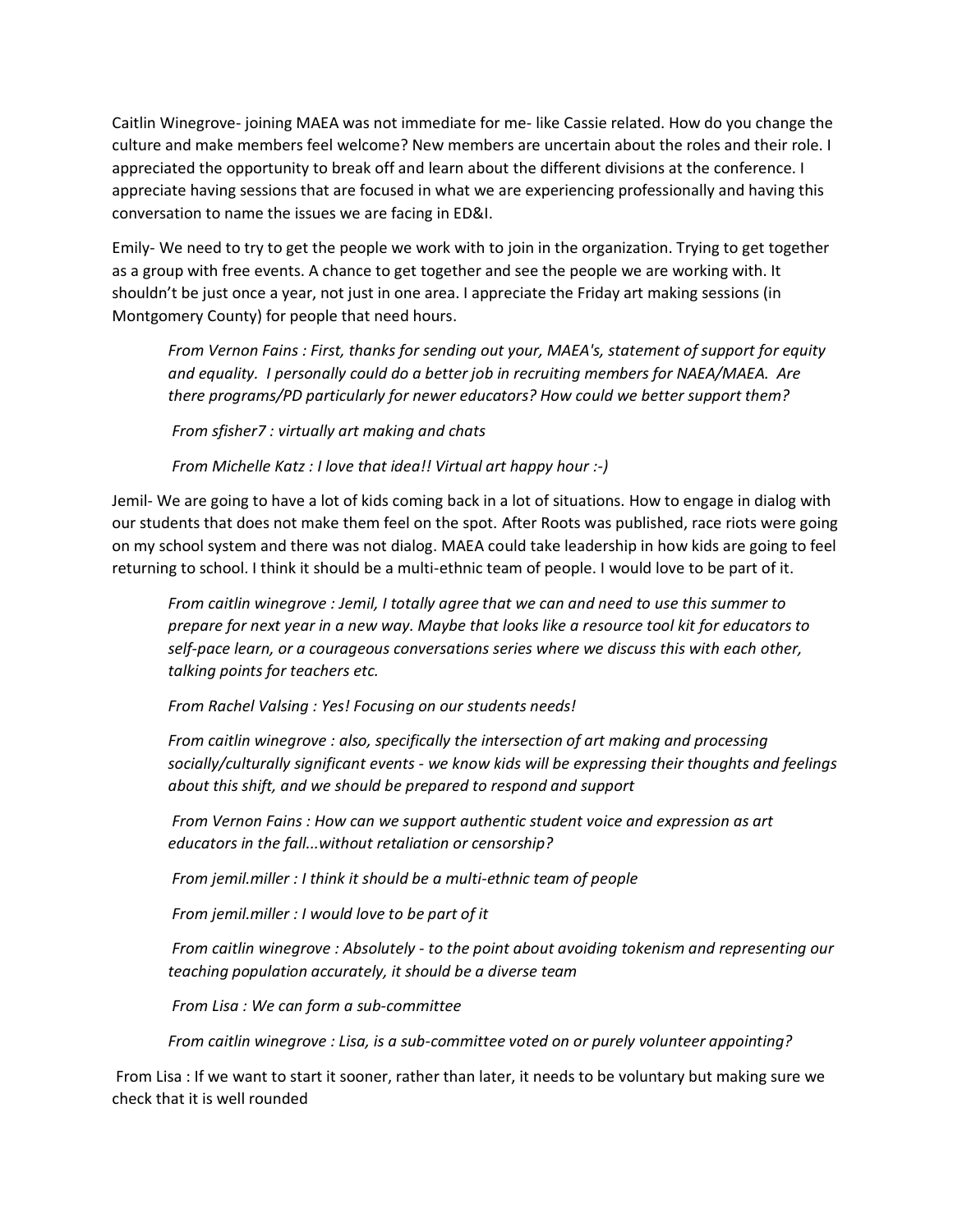Caitlin Winegrove- joining MAEA was not immediate for me- like Cassie related. How do you change the culture and make members feel welcome? New members are uncertain about the roles and their role. I appreciated the opportunity to break off and learn about the different divisions at the conference. I appreciate having sessions that are focused in what we are experiencing professionally and having this conversation to name the issues we are facing in ED&I.

Emily- We need to try to get the people we work with to join in the organization. Trying to get together as a group with free events. A chance to get together and see the people we are working with. It shouldn't be just once a year, not just in one area. I appreciate the Friday art making sessions (in Montgomery County) for people that need hours.

> *From Vernon Fains : First, thanks for sending out your, MAEA's, statement of support for equity and equality. I personally could do a better job in recruiting members for NAEA/MAEA. Are there programs/PD particularly for newer educators? How could we better support them?*
>
> *From sfisher7 : virtually art making and chats*
>
> *From Michelle Katz : I love that idea!! Virtual art happy hour :-)*

Jemil- We are going to have a lot of kids coming back in a lot of situations. How to engage in dialog with our students that does not make them feel on the spot. After Roots was published, race riots were going on my school system and there was not dialog. MAEA could take leadership in how kids are going to feel returning to school. I think it should be a multi-ethnic team of people. I would love to be part of it.

> *From caitlin winegrove : Jemil, I totally agree that we can and need to use this summer to prepare for next year in a new way. Maybe that looks like a resource tool kit for educators to self-pace learn, or a courageous conversations series where we discuss this with each other, talking points for teachers etc.*
>
> *From Rachel Valsing : Yes! Focusing on our students needs!*
>
> *From caitlin winegrove : also, specifically the intersection of art making and processing socially/culturally significant events - we know kids will be expressing their thoughts and feelings about this shift, and we should be prepared to respond and support*
>
> *From Vernon Fains : How can we support authentic student voice and expression as art educators in the fall...without retaliation or censorship?*
>
> *From jemil.miller : I think it should be a multi-ethnic team of people*
>
> *From jemil.miller : I would love to be part of it*
>
> *From caitlin winegrove : Absolutely - to the point about avoiding tokenism and representing our teaching population accurately, it should be a diverse team*
>
> *From Lisa : We can form a sub-committee*
>
> *From caitlin winegrove : Lisa, is a sub-committee voted on or purely volunteer appointing?*

From Lisa : If we want to start it sooner, rather than later, it needs to be voluntary but making sure we check that it is well rounded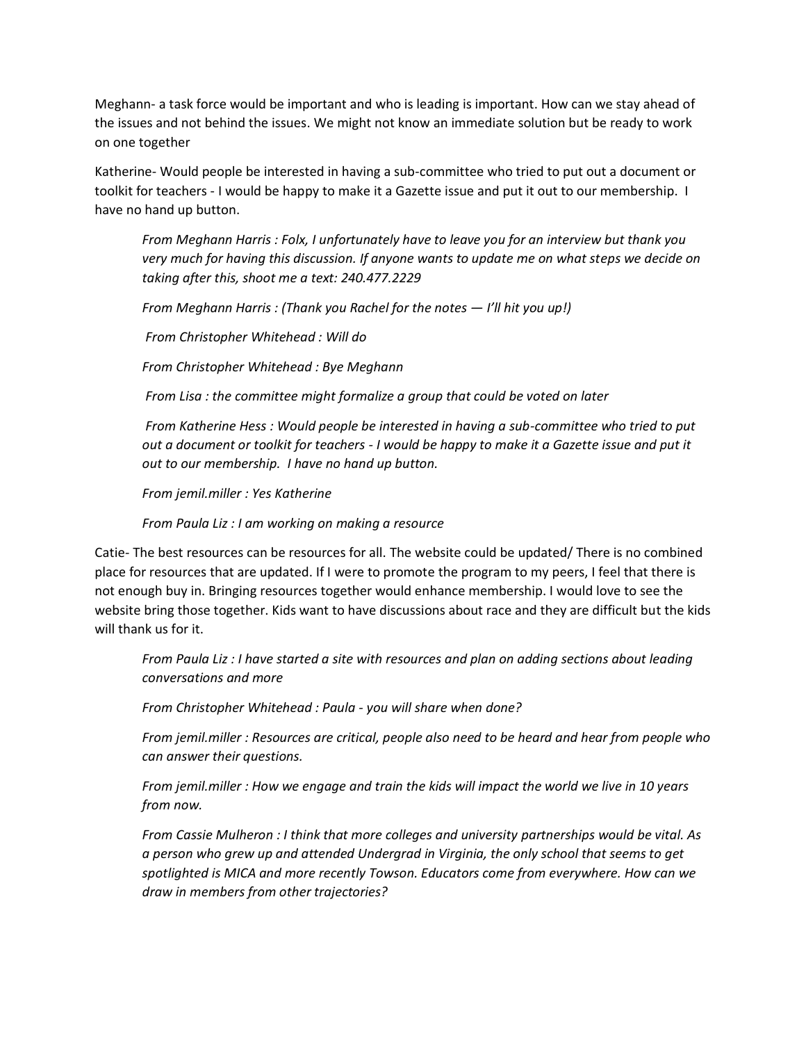Meghann- a task force would be important and who is leading is important. How can we stay ahead of the issues and not behind the issues. We might not know an immediate solution but be ready to work on one together

Katherine- Would people be interested in having a sub-committee who tried to put out a document or toolkit for teachers - I would be happy to make it a Gazette issue and put it out to our membership. I have no hand up button.

> *From Meghann Harris : Folx, I unfortunately have to leave you for an interview but thank you very much for having this discussion. If anyone wants to update me on what steps we decide on taking after this, shoot me a text: 240.477.2229*
>
> *From Meghann Harris : (Thank you Rachel for the notes — I'll hit you up!)*
>
> *From Christopher Whitehead : Will do*
>
> *From Christopher Whitehead : Bye Meghann*
>
> *From Lisa : the committee might formalize a group that could be voted on later*
>
> *From Katherine Hess : Would people be interested in having a sub-committee who tried to put out a document or toolkit for teachers - I would be happy to make it a Gazette issue and put it out to our membership. I have no hand up button.*
>
> *From jemil.miller : Yes Katherine*
>
> *From Paula Liz : I am working on making a resource*

Catie- The best resources can be resources for all. The website could be updated/ There is no combined place for resources that are updated. If I were to promote the program to my peers, I feel that there is not enough buy in. Bringing resources together would enhance membership. I would love to see the website bring those together. Kids want to have discussions about race and they are difficult but the kids will thank us for it.

> *From Paula Liz : I have started a site with resources and plan on adding sections about leading conversations and more*
>
> *From Christopher Whitehead : Paula - you will share when done?*
>
> *From jemil.miller : Resources are critical, people also need to be heard and hear from people who can answer their questions.*
>
> *From jemil.miller : How we engage and train the kids will impact the world we live in 10 years from now.*
>
> *From Cassie Mulheron : I think that more colleges and university partnerships would be vital. As a person who grew up and attended Undergrad in Virginia, the only school that seems to get spotlighted is MICA and more recently Towson. Educators come from everywhere. How can we draw in members from other trajectories?*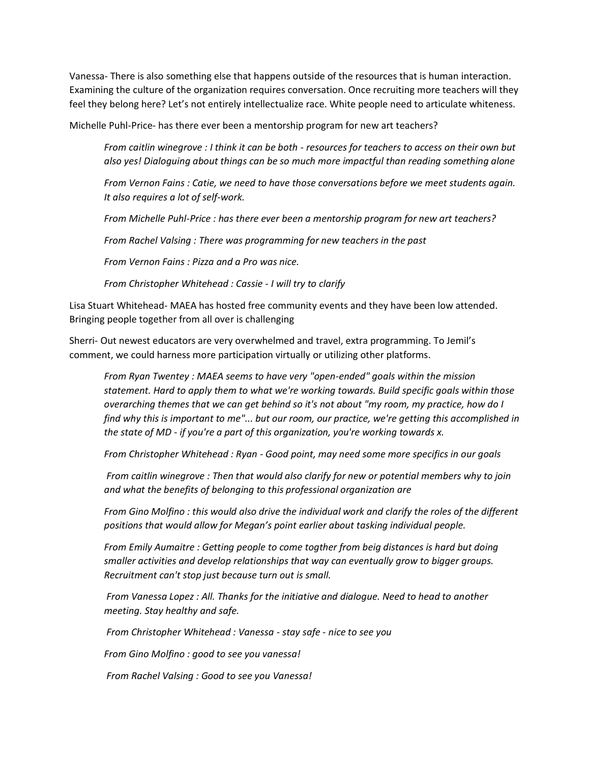Vanessa- There is also something else that happens outside of the resources that is human interaction. Examining the culture of the organization requires conversation. Once recruiting more teachers will they feel they belong here? Let's not entirely intellectualize race. White people need to articulate whiteness.

Michelle Puhl-Price- has there ever been a mentorship program for new art teachers?

> *From caitlin winegrove : I think it can be both - resources for teachers to access on their own but also yes! Dialoguing about things can be so much more impactful than reading something alone*
>
> *From Vernon Fains : Catie, we need to have those conversations before we meet students again. It also requires a lot of self-work.*
>
> *From Michelle Puhl-Price : has there ever been a mentorship program for new art teachers?*
>
> *From Rachel Valsing : There was programming for new teachers in the past*
>
> *From Vernon Fains : Pizza and a Pro was nice.*
>
> *From Christopher Whitehead : Cassie - I will try to clarify*

Lisa Stuart Whitehead- MAEA has hosted free community events and they have been low attended. Bringing people together from all over is challenging

Sherri- Out newest educators are very overwhelmed and travel, extra programming. To Jemil's comment, we could harness more participation virtually or utilizing other platforms.

> *From Ryan Twentey : MAEA seems to have very "open-ended" goals within the mission statement. Hard to apply them to what we're working towards. Build specific goals within those overarching themes that we can get behind so it's not about "my room, my practice, how do I find why this is important to me"... but our room, our practice, we're getting this accomplished in the state of MD - if you're a part of this organization, you're working towards x.*
>
> *From Christopher Whitehead : Ryan - Good point, may need some more specifics in our goals*
>
> *From caitlin winegrove : Then that would also clarify for new or potential members why to join and what the benefits of belonging to this professional organization are*
>
> *From Gino Molfino : this would also drive the individual work and clarify the roles of the different positions that would allow for Megan's point earlier about tasking individual people.*
>
> *From Emily Aumaitre : Getting people to come togther from beig distances is hard but doing smaller activities and develop relationships that way can eventually grow to bigger groups. Recruitment can't stop just because turn out is small.*
>
> *From Vanessa Lopez : All. Thanks for the initiative and dialogue. Need to head to another meeting. Stay healthy and safe.*
>
> *From Christopher Whitehead : Vanessa - stay safe - nice to see you*
>
> *From Gino Molfino : good to see you vanessa!*
>
> *From Rachel Valsing : Good to see you Vanessa!*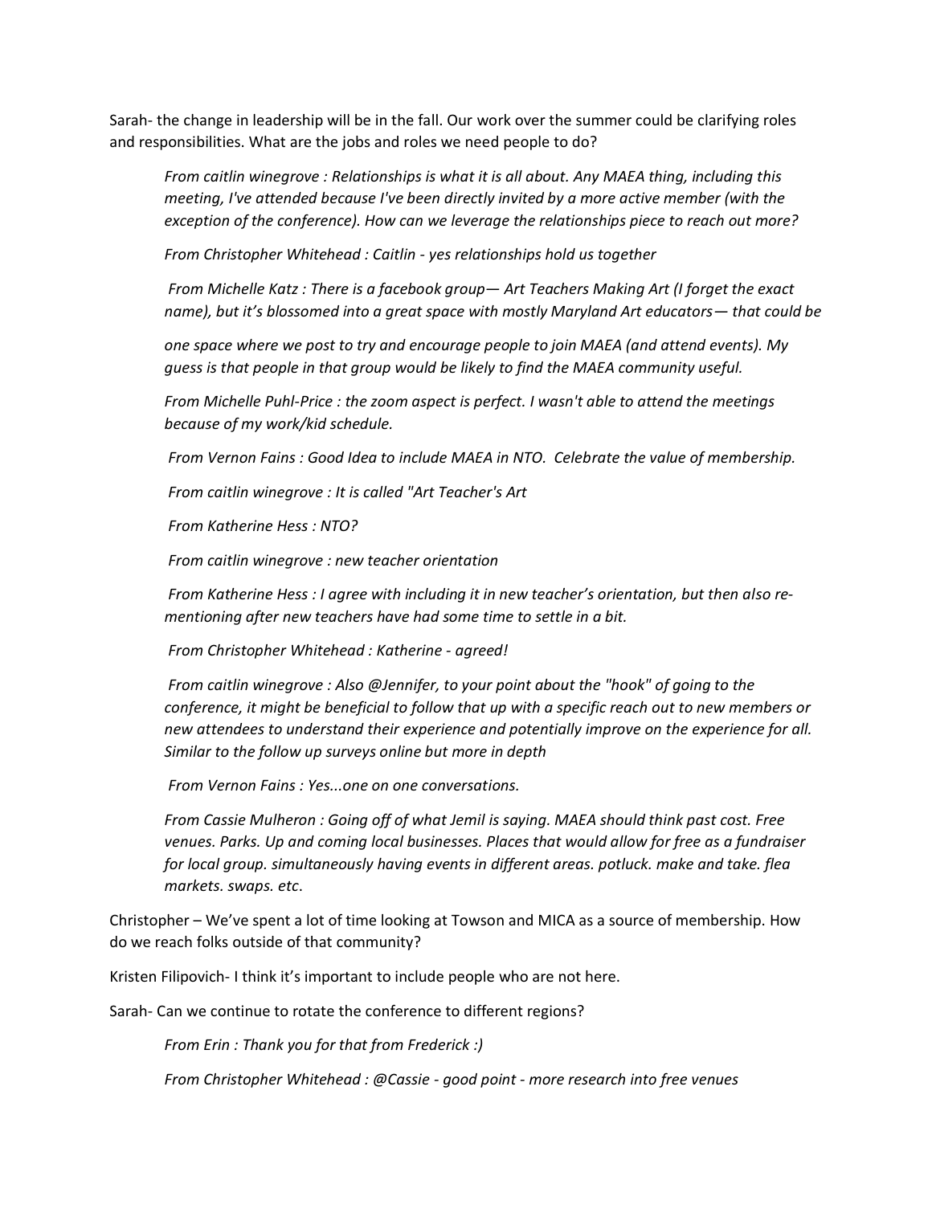Sarah- the change in leadership will be in the fall. Our work over the summer could be clarifying roles and responsibilities. What are the jobs and roles we need people to do?

> *From caitlin winegrove : Relationships is what it is all about. Any MAEA thing, including this meeting, I've attended because I've been directly invited by a more active member (with the exception of the conference). How can we leverage the relationships piece to reach out more?*
>
> *From Christopher Whitehead : Caitlin - yes relationships hold us together*
>
> *From Michelle Katz : There is a facebook group— Art Teachers Making Art (I forget the exact name), but it's blossomed into a great space with mostly Maryland Art educators— that could be one space where we post to try and encourage people to join MAEA (and attend events). My guess is that people in that group would be likely to find the MAEA community useful.*
>
> *From Michelle Puhl-Price : the zoom aspect is perfect. I wasn't able to attend the meetings because of my work/kid schedule.*
>
> *From Vernon Fains : Good Idea to include MAEA in NTO. Celebrate the value of membership.*
>
> *From caitlin winegrove : It is called "Art Teacher's Art*
>
> *From Katherine Hess : NTO?*
>
> *From caitlin winegrove : new teacher orientation*
>
> *From Katherine Hess : I agree with including it in new teacher's orientation, but then also re-mentioning after new teachers have had some time to settle in a bit.*
>
> *From Christopher Whitehead : Katherine - agreed!*
>
> *From caitlin winegrove : Also @Jennifer, to your point about the "hook" of going to the conference, it might be beneficial to follow that up with a specific reach out to new members or new attendees to understand their experience and potentially improve on the experience for all. Similar to the follow up surveys online but more in depth*
>
> *From Vernon Fains : Yes...one on one conversations.*
>
> *From Cassie Mulheron : Going off of what Jemil is saying. MAEA should think past cost. Free venues. Parks. Up and coming local businesses. Places that would allow for free as a fundraiser for local group. simultaneously having events in different areas. potluck. make and take. flea markets. swaps. etc.*

Christopher – We've spent a lot of time looking at Towson and MICA as a source of membership. How do we reach folks outside of that community?

Kristen Filipovich- I think it's important to include people who are not here.

Sarah- Can we continue to rotate the conference to different regions?

> *From Erin : Thank you for that from Frederick :)*
>
> *From Christopher Whitehead : @Cassie - good point - more research into free venues*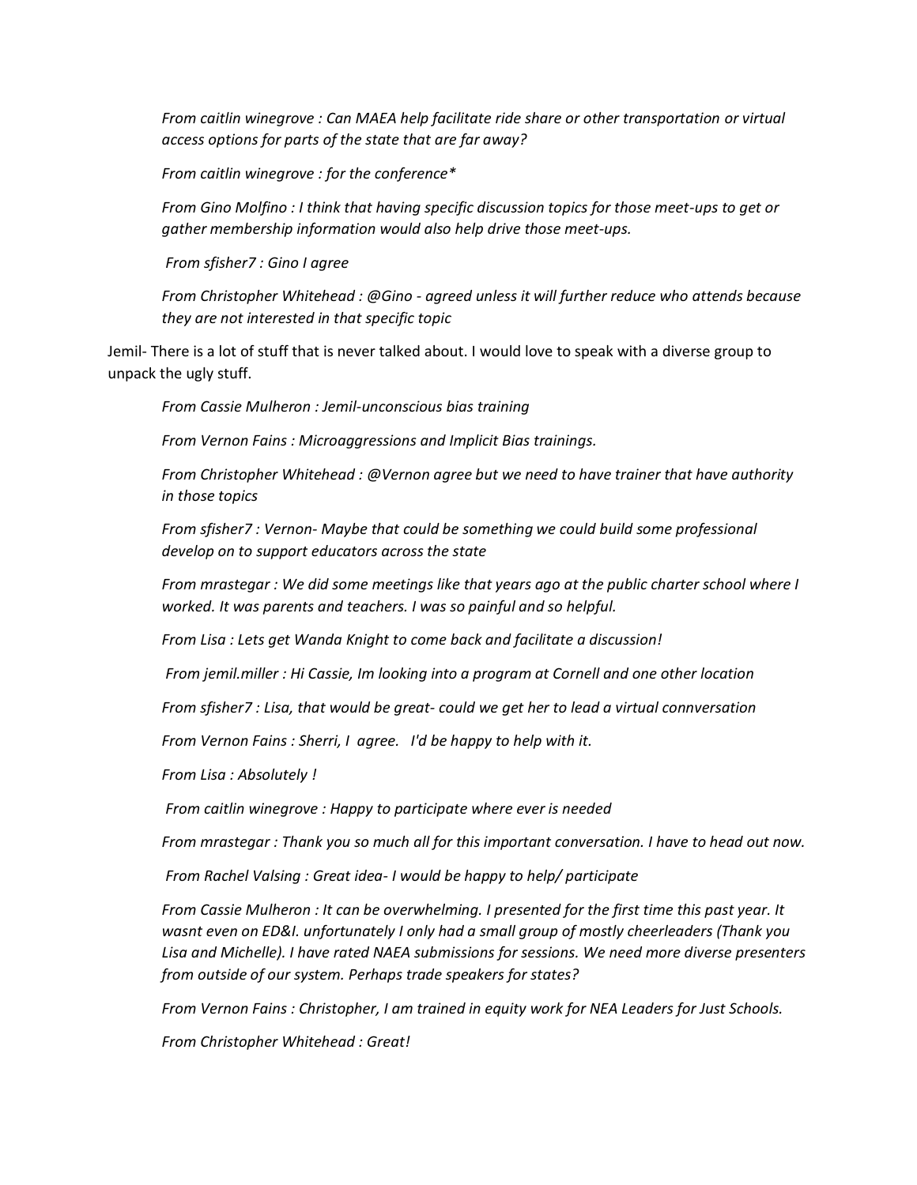*From caitlin winegrove : Can MAEA help facilitate ride share or other transportation or virtual access options for parts of the state that are far away?*

*From caitlin winegrove : for the conference**

*From Gino Molfino : I think that having specific discussion topics for those meet-ups to get or gather membership information would also help drive those meet-ups.*

*From sfisher7 : Gino I agree*

*From Christopher Whitehead : @Gino - agreed unless it will further reduce who attends because they are not interested in that specific topic*

Jemil- There is a lot of stuff that is never talked about. I would love to speak with a diverse group to unpack the ugly stuff.

*From Cassie Mulheron : Jemil-unconscious bias training*

*From Vernon Fains : Microaggressions and Implicit Bias trainings.*

*From Christopher Whitehead : @Vernon agree but we need to have trainer that have authority in those topics*

*From sfisher7 : Vernon- Maybe that could be something we could build some professional develop on to support educators across the state*

*From mrastegar : We did some meetings like that years ago at the public charter school where I worked. It was parents and teachers. I was so painful and so helpful.*

*From Lisa : Lets get Wanda Knight to come back and facilitate a discussion!*

*From jemil.miller : Hi Cassie, Im looking into a program at Cornell and one other location*

*From sfisher7 : Lisa, that would be great- could we get her to lead a virtual connversation*

*From Vernon Fains : Sherri, I agree. I'd be happy to help with it.*

*From Lisa : Absolutely !*

*From caitlin winegrove : Happy to participate where ever is needed*

*From mrastegar : Thank you so much all for this important conversation. I have to head out now.*

*From Rachel Valsing : Great idea- I would be happy to help/ participate*

*From Cassie Mulheron : It can be overwhelming. I presented for the first time this past year. It wasnt even on ED&I. unfortunately I only had a small group of mostly cheerleaders (Thank you Lisa and Michelle). I have rated NAEA submissions for sessions. We need more diverse presenters from outside of our system. Perhaps trade speakers for states?*

*From Vernon Fains : Christopher, I am trained in equity work for NEA Leaders for Just Schools.*

*From Christopher Whitehead : Great!*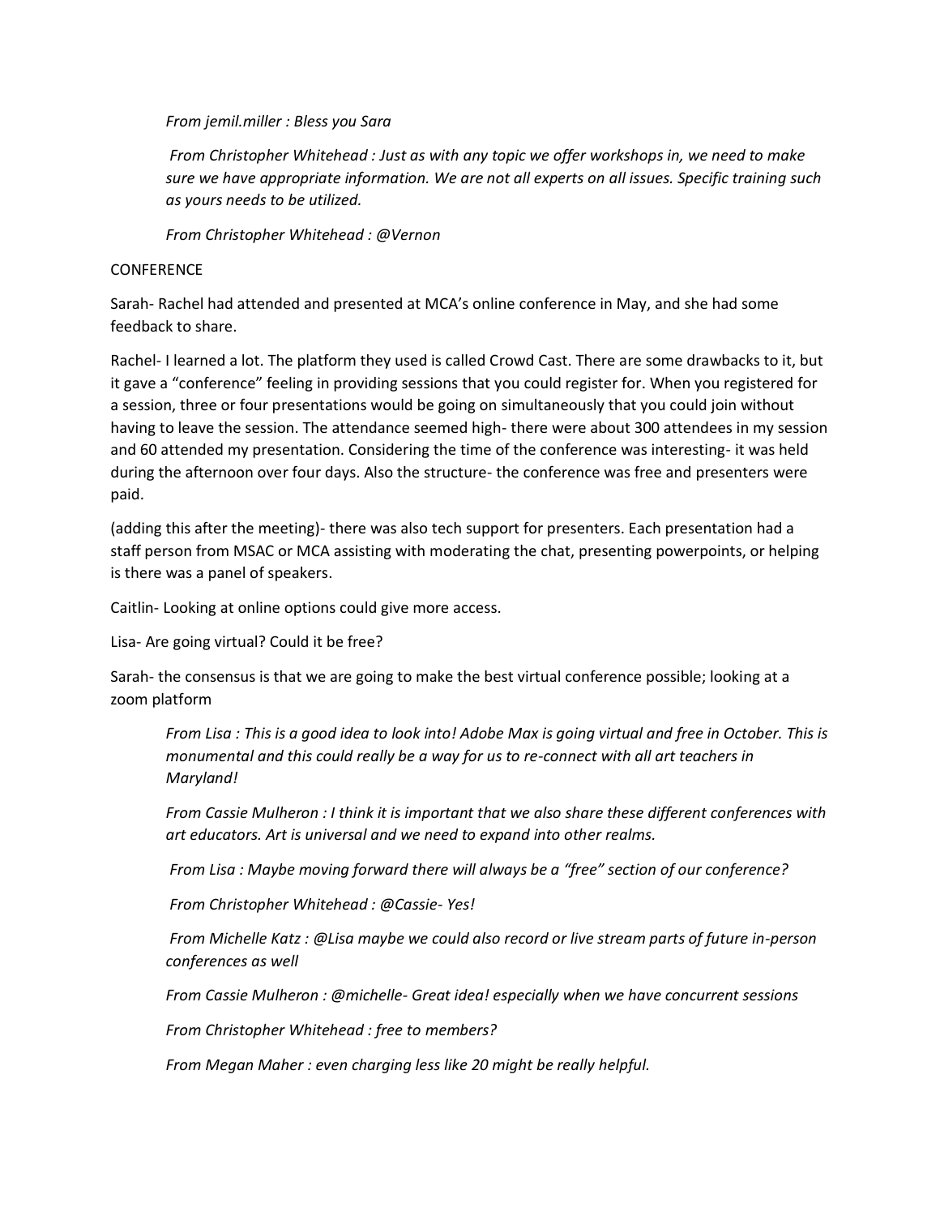*From jemil.miller : Bless you Sara*

*From Christopher Whitehead : Just as with any topic we offer workshops in, we need to make sure we have appropriate information. We are not all experts on all issues. Specific training such as yours needs to be utilized.*

*From Christopher Whitehead : @Vernon*

CONFERENCE

Sarah- Rachel had attended and presented at MCA's online conference in May, and she had some feedback to share.

Rachel- I learned a lot. The platform they used is called Crowd Cast. There are some drawbacks to it, but it gave a "conference" feeling in providing sessions that you could register for. When you registered for a session, three or four presentations would be going on simultaneously that you could join without having to leave the session. The attendance seemed high- there were about 300 attendees in my session and 60 attended my presentation. Considering the time of the conference was interesting- it was held during the afternoon over four days. Also the structure- the conference was free and presenters were paid.

(adding this after the meeting)- there was also tech support for presenters. Each presentation had a staff person from MSAC or MCA assisting with moderating the chat, presenting powerpoints, or helping is there was a panel of speakers.

Caitlin- Looking at online options could give more access.

Lisa- Are going virtual? Could it be free?

Sarah- the consensus is that we are going to make the best virtual conference possible; looking at a zoom platform

*From Lisa : This is a good idea to look into! Adobe Max is going virtual and free in October. This is monumental and this could really be a way for us to re-connect with all art teachers in Maryland!*

*From Cassie Mulheron : I think it is important that we also share these different conferences with art educators. Art is universal and we need to expand into other realms.*

*From Lisa : Maybe moving forward there will always be a "free" section of our conference?*

*From Christopher Whitehead : @Cassie- Yes!*

*From Michelle Katz : @Lisa maybe we could also record or live stream parts of future in-person conferences as well*

*From Cassie Mulheron : @michelle- Great idea! especially when we have concurrent sessions*

*From Christopher Whitehead : free to members?*

*From Megan Maher : even charging less like 20 might be really helpful.*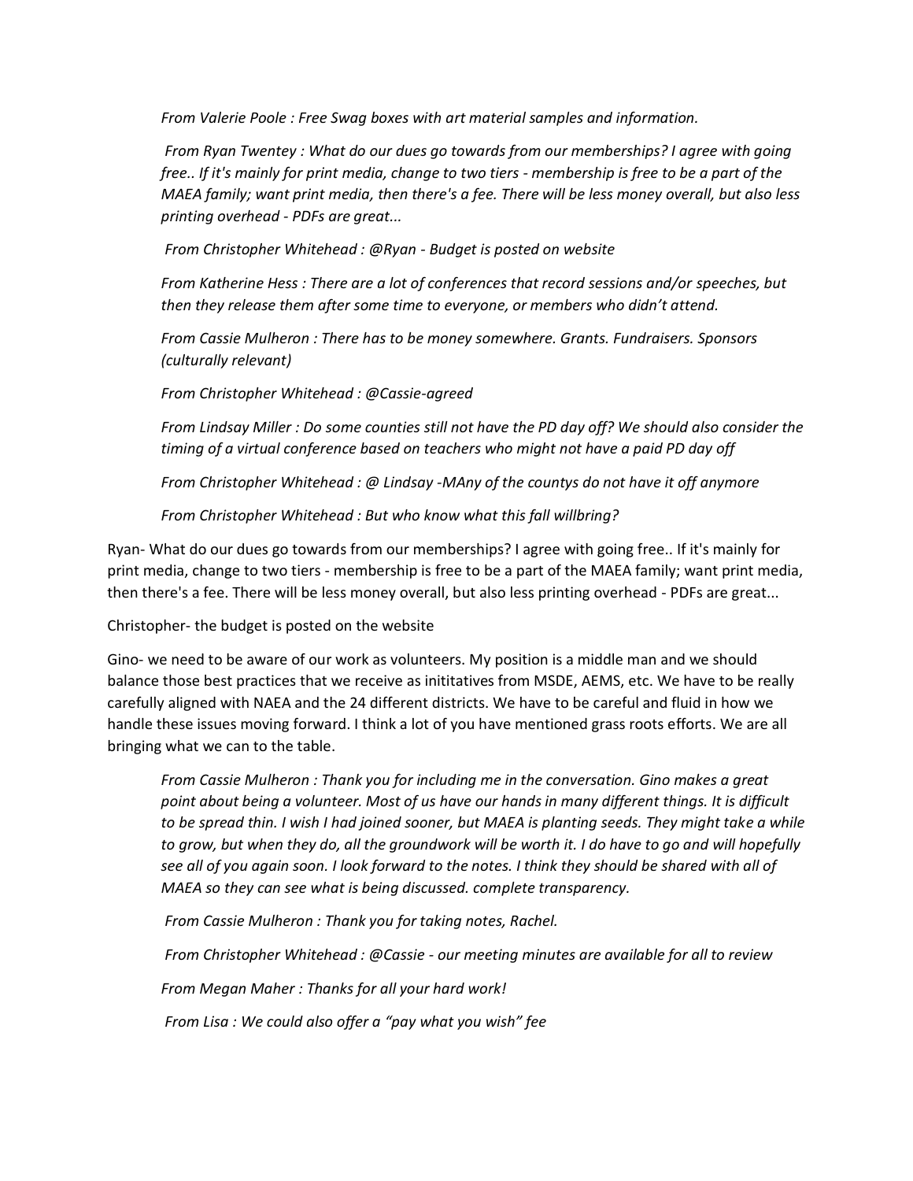*From Valerie Poole : Free Swag boxes with art material samples and information.*

*From Ryan Twentey : What do our dues go towards from our memberships? I agree with going free.. If it's mainly for print media, change to two tiers - membership is free to be a part of the MAEA family; want print media, then there's a fee. There will be less money overall, but also less printing overhead - PDFs are great...*

*From Christopher Whitehead : @Ryan - Budget is posted on website*

*From Katherine Hess : There are a lot of conferences that record sessions and/or speeches, but then they release them after some time to everyone, or members who didn't attend.*

*From Cassie Mulheron : There has to be money somewhere. Grants. Fundraisers. Sponsors (culturally relevant)*

*From Christopher Whitehead : @Cassie-agreed*

*From Lindsay Miller : Do some counties still not have the PD day off? We should also consider the timing of a virtual conference based on teachers who might not have a paid PD day off*

*From Christopher Whitehead : @ Lindsay -MAny of the countys do not have it off anymore*

*From Christopher Whitehead : But who know what this fall willbring?*

Ryan- What do our dues go towards from our memberships? I agree with going free.. If it's mainly for print media, change to two tiers - membership is free to be a part of the MAEA family; want print media, then there's a fee. There will be less money overall, but also less printing overhead - PDFs are great...

Christopher- the budget is posted on the website

Gino- we need to be aware of our work as volunteers. My position is a middle man and we should balance those best practices that we receive as inititatives from MSDE, AEMS, etc. We have to be really carefully aligned with NAEA and the 24 different districts. We have to be careful and fluid in how we handle these issues moving forward. I think a lot of you have mentioned grass roots efforts. We are all bringing what we can to the table.

*From Cassie Mulheron : Thank you for including me in the conversation. Gino makes a great point about being a volunteer. Most of us have our hands in many different things. It is difficult to be spread thin. I wish I had joined sooner, but MAEA is planting seeds. They might take a while to grow, but when they do, all the groundwork will be worth it. I do have to go and will hopefully see all of you again soon. I look forward to the notes. I think they should be shared with all of MAEA so they can see what is being discussed. complete transparency.*

*From Cassie Mulheron : Thank you for taking notes, Rachel.*

*From Christopher Whitehead : @Cassie - our meeting minutes are available for all to review*

*From Megan Maher : Thanks for all your hard work!*

*From Lisa : We could also offer a "pay what you wish" fee*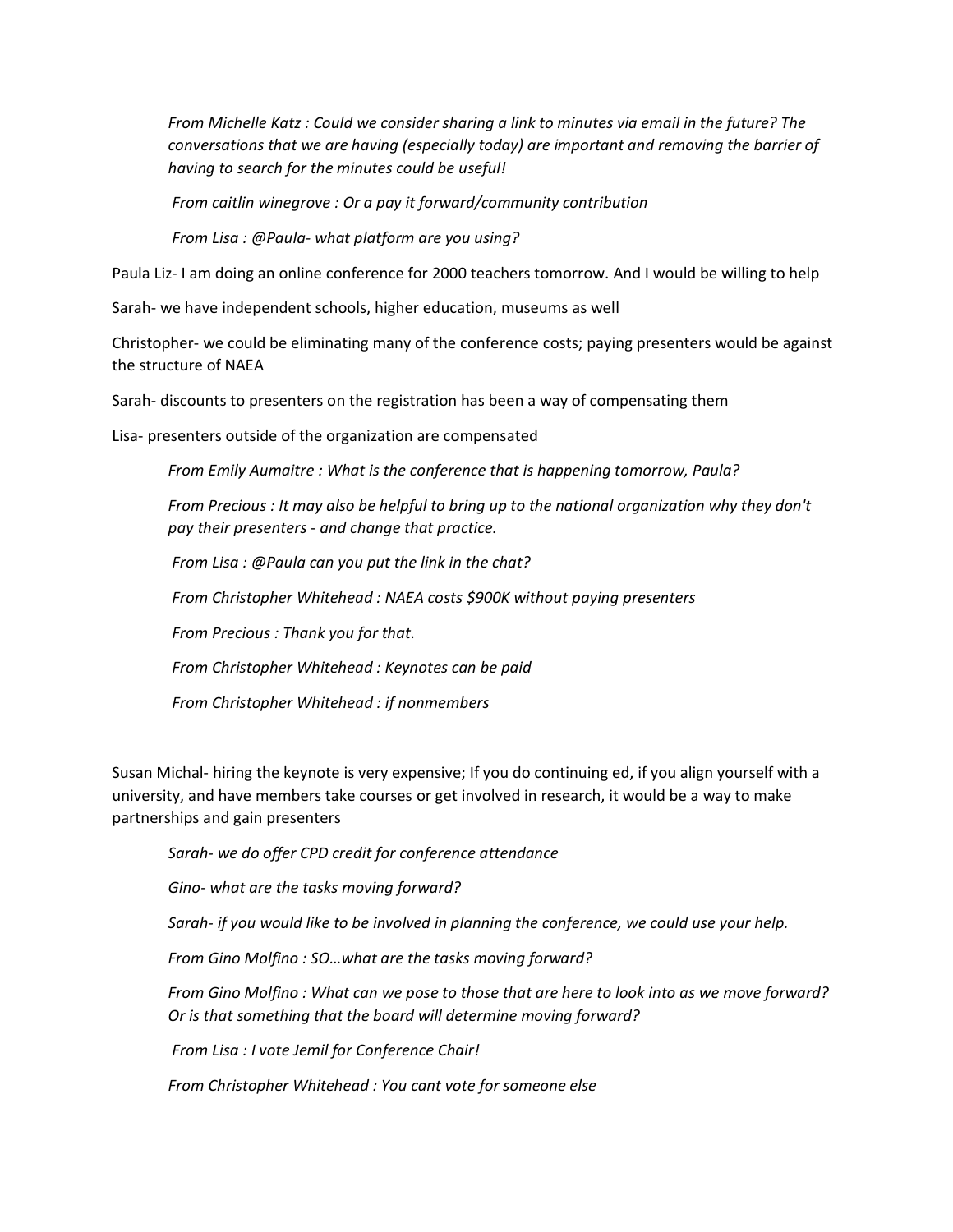*From Michelle Katz : Could we consider sharing a link to minutes via email in the future? The conversations that we are having (especially today) are important and removing the barrier of having to search for the minutes could be useful!*

*From caitlin winegrove : Or a pay it forward/community contribution*

*From Lisa : @Paula- what platform are you using?*

Paula Liz- I am doing an online conference for 2000 teachers tomorrow. And I would be willing to help

Sarah- we have independent schools, higher education, museums as well

Christopher- we could be eliminating many of the conference costs; paying presenters would be against the structure of NAEA

Sarah- discounts to presenters on the registration has been a way of compensating them

Lisa- presenters outside of the organization are compensated

*From Emily Aumaitre : What is the conference that is happening tomorrow, Paula?*

*From Precious : It may also be helpful to bring up to the national organization why they don't pay their presenters - and change that practice.*

*From Lisa : @Paula can you put the link in the chat?*

*From Christopher Whitehead : NAEA costs $900K without paying presenters*

*From Precious : Thank you for that.*

*From Christopher Whitehead : Keynotes can be paid*

*From Christopher Whitehead : if nonmembers*

Susan Michal- hiring the keynote is very expensive; If you do continuing ed, if you align yourself with a university, and have members take courses or get involved in research, it would be a way to make partnerships and gain presenters

*Sarah- we do offer CPD credit for conference attendance*

*Gino- what are the tasks moving forward?*

*Sarah- if you would like to be involved in planning the conference, we could use your help.*

*From Gino Molfino : SO…what are the tasks moving forward?*

*From Gino Molfino : What can we pose to those that are here to look into as we move forward? Or is that something that the board will determine moving forward?*

*From Lisa : I vote Jemil for Conference Chair!*

*From Christopher Whitehead : You cant vote for someone else*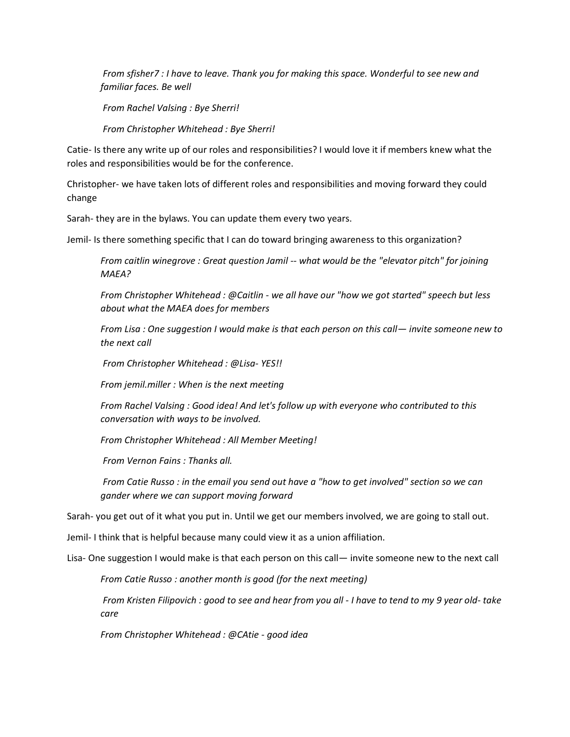*From sfisher7 : I have to leave. Thank you for making this space. Wonderful to see new and familiar faces. Be well*

*From Rachel Valsing : Bye Sherri!*

*From Christopher Whitehead : Bye Sherri!*

Catie- Is there any write up of our roles and responsibilities? I would love it if members knew what the roles and responsibilities would be for the conference.

Christopher- we have taken lots of different roles and responsibilities and moving forward they could change

Sarah- they are in the bylaws. You can update them every two years.

Jemil- Is there something specific that I can do toward bringing awareness to this organization?

*From caitlin winegrove : Great question Jamil -- what would be the "elevator pitch" for joining MAEA?*

*From Christopher Whitehead : @Caitlin - we all have our "how we got started" speech but less about what the MAEA does for members*

*From Lisa : One suggestion I would make is that each person on this call— invite someone new to the next call*

*From Christopher Whitehead : @Lisa- YES!!*

*From jemil.miller : When is the next meeting*

*From Rachel Valsing : Good idea! And let's follow up with everyone who contributed to this conversation with ways to be involved.*

*From Christopher Whitehead : All Member Meeting!*

*From Vernon Fains : Thanks all.*

*From Catie Russo : in the email you send out have a "how to get involved" section so we can gander where we can support moving forward*

Sarah- you get out of it what you put in. Until we get our members involved, we are going to stall out.

Jemil- I think that is helpful because many could view it as a union affiliation.

Lisa- One suggestion I would make is that each person on this call— invite someone new to the next call

*From Catie Russo : another month is good (for the next meeting)*

*From Kristen Filipovich : good to see and hear from you all - I have to tend to my 9 year old- take care*

*From Christopher Whitehead : @CAtie - good idea*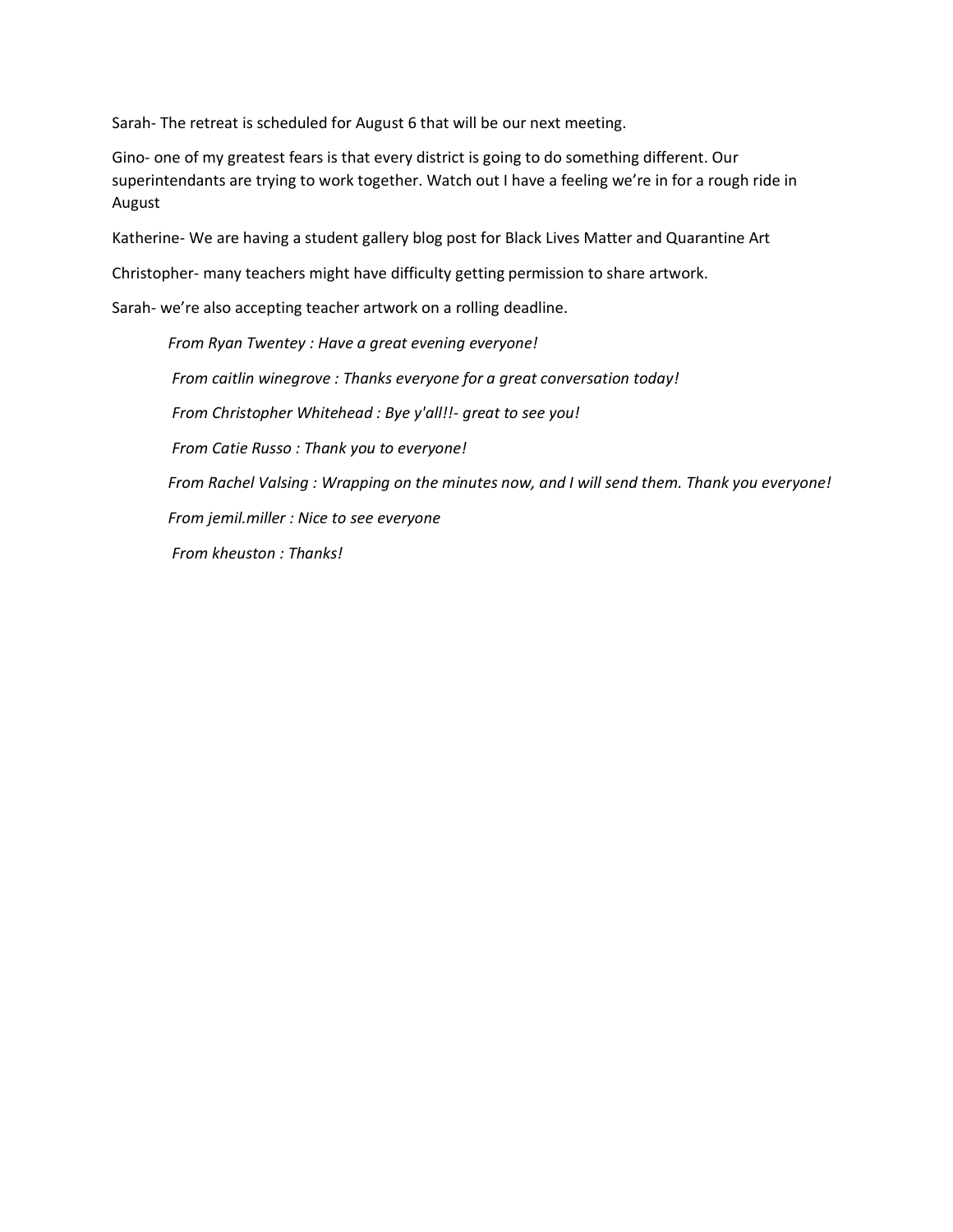Sarah- The retreat is scheduled for August 6 that will be our next meeting.

Gino- one of my greatest fears is that every district is going to do something different. Our superintendants are trying to work together. Watch out I have a feeling we're in for a rough ride in August

Katherine- We are having a student gallery blog post for Black Lives Matter and Quarantine Art

Christopher- many teachers might have difficulty getting permission to share artwork.

Sarah- we're also accepting teacher artwork on a rolling deadline.

*From Ryan Twentey : Have a great evening everyone!*

*From caitlin winegrove : Thanks everyone for a great conversation today!*

*From Christopher Whitehead : Bye y'all!!- great to see you!*

*From Catie Russo : Thank you to everyone!*

*From Rachel Valsing : Wrapping on the minutes now, and I will send them. Thank you everyone!*

*From jemil.miller : Nice to see everyone*

*From kheuston : Thanks!*